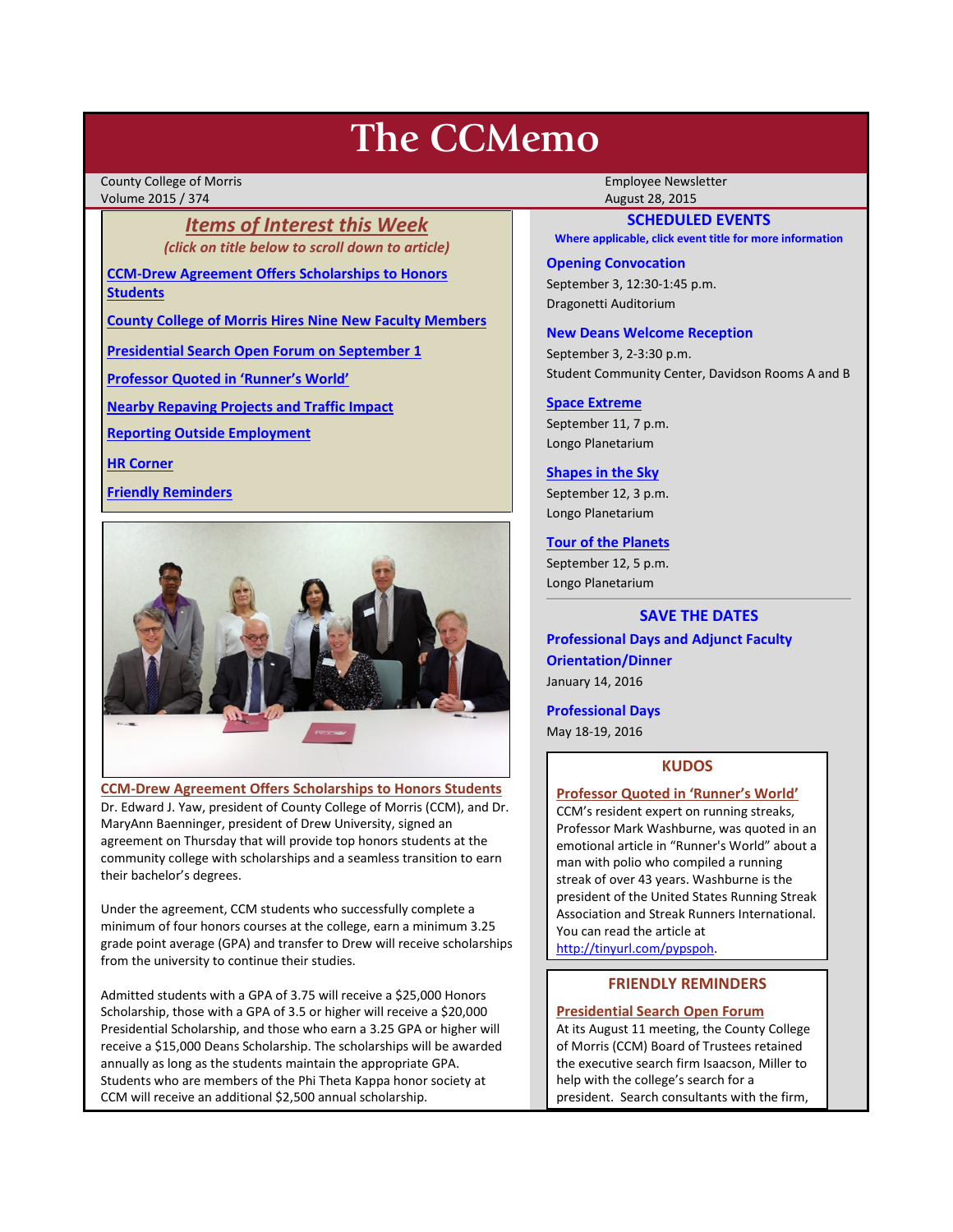# The CCMemo

County College of Morris
Volume 2015 / 374

Employee Newsletter
August 28, 2015

## *Items of Interest this Week*

*(click on title below to scroll down to article)*

**CCM-Drew Agreement Offers Scholarships to Honors Students**

**County College of Morris Hires Nine New Faculty Members**

**Presidential Search Open Forum on September 1**

**Professor Quoted in 'Runner's World'**

**Nearby Repaving Projects and Traffic Impact**

**Reporting Outside Employment**

**HR Corner**

**Friendly Reminders**

### CCM-Drew Agreement Offers Scholarships to Honors Students

Dr. Edward J. Yaw, president of County College of Morris (CCM), and Dr. MaryAnn Baenninger, president of Drew University, signed an agreement on Thursday that will provide top honors students at the community college with scholarships and a seamless transition to earn their bachelor's degrees.

Under the agreement, CCM students who successfully complete a minimum of four honors courses at the college, earn a minimum 3.25 grade point average (GPA) and transfer to Drew will receive scholarships from the university to continue their studies.

Admitted students with a GPA of 3.75 will receive a $25,000 Honors Scholarship, those with a GPA of 3.5 or higher will receive a $20,000 Presidential Scholarship, and those who earn a 3.25 GPA or higher will receive a $15,000 Deans Scholarship. The scholarships will be awarded annually as long as the students maintain the appropriate GPA. Students who are members of the Phi Theta Kappa honor society at CCM will receive an additional $2,500 annual scholarship.

## SCHEDULED EVENTS

**Where applicable, click event title for more information**

**Opening Convocation**
September 3, 12:30-1:45 p.m.
Dragonetti Auditorium

**New Deans Welcome Reception**
September 3, 2-3:30 p.m.
Student Community Center, Davidson Rooms A and B

**Space Extreme**
September 11, 7 p.m.
Longo Planetarium

**Shapes in the Sky**
September 12, 3 p.m.
Longo Planetarium

**Tour of the Planets**
September 12, 5 p.m.
Longo Planetarium

## SAVE THE DATES

**Professional Days and Adjunct Faculty Orientation/Dinner**
January 14, 2016

**Professional Days**
May 18-19, 2016

## KUDOS

**Professor Quoted in 'Runner's World'**

CCM's resident expert on running streaks, Professor Mark Washburne, was quoted in an emotional article in "Runner's World" about a man with polio who compiled a running streak of over 43 years. Washburne is the president of the United States Running Streak Association and Streak Runners International. You can read the article at http://tinyurl.com/pypspoh.

## FRIENDLY REMINDERS

**Presidential Search Open Forum**

At its August 11 meeting, the County College of Morris (CCM) Board of Trustees retained the executive search firm Isaacson, Miller to help with the college's search for a president. Search consultants with the firm,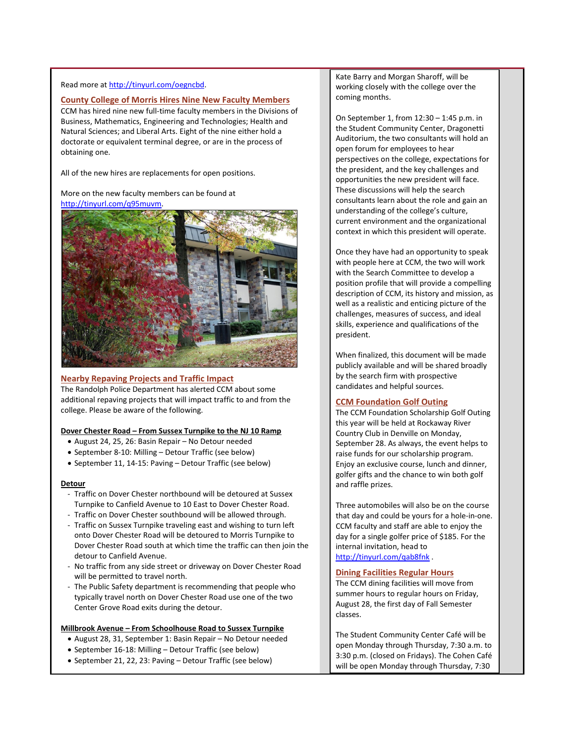Read more at http://tinyurl.com/oegncbd.

## County College of Morris Hires Nine New Faculty Members

CCM has hired nine new full-time faculty members in the Divisions of Business, Mathematics, Engineering and Technologies; Health and Natural Sciences; and Liberal Arts. Eight of the nine either hold a doctorate or equivalent terminal degree, or are in the process of obtaining one.

All of the new hires are replacements for open positions.

More on the new faculty members can be found at http://tinyurl.com/q95muvm.

## Nearby Repaving Projects and Traffic Impact

The Randolph Police Department has alerted CCM about some additional repaving projects that will impact traffic to and from the college. Please be aware of the following.

**Dover Chester Road – From Sussex Turnpike to the NJ 10 Ramp**

- August 24, 25, 26: Basin Repair – No Detour needed
- September 8-10: Milling – Detour Traffic (see below)
- September 11, 14-15: Paving – Detour Traffic (see below)

**Detour**

- Traffic on Dover Chester northbound will be detoured at Sussex Turnpike to Canfield Avenue to 10 East to Dover Chester Road.
- Traffic on Dover Chester southbound will be allowed through.
- Traffic on Sussex Turnpike traveling east and wishing to turn left onto Dover Chester Road will be detoured to Morris Turnpike to Dover Chester Road south at which time the traffic can then join the detour to Canfield Avenue.
- No traffic from any side street or driveway on Dover Chester Road will be permitted to travel north.
- The Public Safety department is recommending that people who typically travel north on Dover Chester Road use one of the two Center Grove Road exits during the detour.

**Millbrook Avenue – From Schoolhouse Road to Sussex Turnpike**

- August 28, 31, September 1: Basin Repair – No Detour needed
- September 16-18: Milling – Detour Traffic (see below)
- September 21, 22, 23: Paving – Detour Traffic (see below)

Kate Barry and Morgan Sharoff, will be working closely with the college over the coming months.

On September 1, from 12:30 – 1:45 p.m. in the Student Community Center, Dragonetti Auditorium, the two consultants will hold an open forum for employees to hear perspectives on the college, expectations for the president, and the key challenges and opportunities the new president will face. These discussions will help the search consultants learn about the role and gain an understanding of the college's culture, current environment and the organizational context in which this president will operate.

Once they have had an opportunity to speak with people here at CCM, the two will work with the Search Committee to develop a position profile that will provide a compelling description of CCM, its history and mission, as well as a realistic and enticing picture of the challenges, measures of success, and ideal skills, experience and qualifications of the president.

When finalized, this document will be made publicly available and will be shared broadly by the search firm with prospective candidates and helpful sources.

## CCM Foundation Golf Outing

The CCM Foundation Scholarship Golf Outing this year will be held at Rockaway River Country Club in Denville on Monday, September 28. As always, the event helps to raise funds for our scholarship program. Enjoy an exclusive course, lunch and dinner, golfer gifts and the chance to win both golf and raffle prizes.

Three automobiles will also be on the course that day and could be yours for a hole-in-one. CCM faculty and staff are able to enjoy the day for a single golfer price of $185. For the internal invitation, head to http://tinyurl.com/qab8fnk .

## Dining Facilities Regular Hours

The CCM dining facilities will move from summer hours to regular hours on Friday, August 28, the first day of Fall Semester classes.

The Student Community Center Café will be open Monday through Thursday, 7:30 a.m. to 3:30 p.m. (closed on Fridays). The Cohen Café will be open Monday through Thursday, 7:30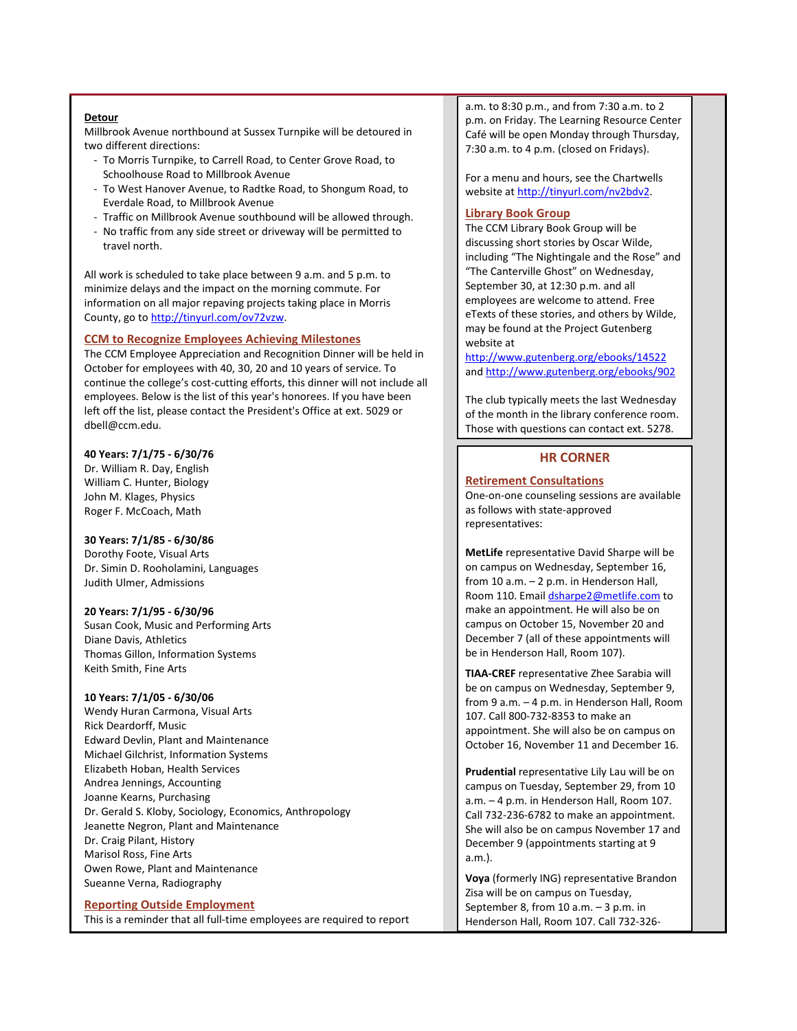**Detour**

Millbrook Avenue northbound at Sussex Turnpike will be detoured in two different directions:

- To Morris Turnpike, to Carrell Road, to Center Grove Road, to Schoolhouse Road to Millbrook Avenue
- To West Hanover Avenue, to Radtke Road, to Shongum Road, to Everdale Road, to Millbrook Avenue
- Traffic on Millbrook Avenue southbound will be allowed through.
- No traffic from any side street or driveway will be permitted to travel north.

All work is scheduled to take place between 9 a.m. and 5 p.m. to minimize delays and the impact on the morning commute. For information on all major repaving projects taking place in Morris County, go to http://tinyurl.com/ov72vzw.

## CCM to Recognize Employees Achieving Milestones

The CCM Employee Appreciation and Recognition Dinner will be held in October for employees with 40, 30, 20 and 10 years of service. To continue the college's cost-cutting efforts, this dinner will not include all employees. Below is the list of this year's honorees. If you have been left off the list, please contact the President's Office at ext. 5029 or dbell@ccm.edu.

**40 Years: 7/1/75 - 6/30/76**
Dr. William R. Day, English
William C. Hunter, Biology
John M. Klages, Physics
Roger F. McCoach, Math

**30 Years: 7/1/85 - 6/30/86**
Dorothy Foote, Visual Arts
Dr. Simin D. Rooholamini, Languages
Judith Ulmer, Admissions

**20 Years: 7/1/95 - 6/30/96**
Susan Cook, Music and Performing Arts
Diane Davis, Athletics
Thomas Gillon, Information Systems
Keith Smith, Fine Arts

**10 Years: 7/1/05 - 6/30/06**
Wendy Huran Carmona, Visual Arts
Rick Deardorff, Music
Edward Devlin, Plant and Maintenance
Michael Gilchrist, Information Systems
Elizabeth Hoban, Health Services
Andrea Jennings, Accounting
Joanne Kearns, Purchasing
Dr. Gerald S. Kloby, Sociology, Economics, Anthropology
Jeanette Negron, Plant and Maintenance
Dr. Craig Pilant, History
Marisol Ross, Fine Arts
Owen Rowe, Plant and Maintenance
Sueanne Verna, Radiography

## Reporting Outside Employment

This is a reminder that all full-time employees are required to report

a.m. to 8:30 p.m., and from 7:30 a.m. to 2 p.m. on Friday. The Learning Resource Center Café will be open Monday through Thursday, 7:30 a.m. to 4 p.m. (closed on Fridays).

For a menu and hours, see the Chartwells website at http://tinyurl.com/nv2bdv2.

## Library Book Group

The CCM Library Book Group will be discussing short stories by Oscar Wilde, including "The Nightingale and the Rose" and "The Canterville Ghost" on Wednesday, September 30, at 12:30 p.m. and all employees are welcome to attend. Free eTexts of these stories, and others by Wilde, may be found at the Project Gutenberg website at http://www.gutenberg.org/ebooks/14522 and http://www.gutenberg.org/ebooks/902

The club typically meets the last Wednesday of the month in the library conference room. Those with questions can contact ext. 5278.

# HR CORNER

## Retirement Consultations

One-on-one counseling sessions are available as follows with state-approved representatives:

**MetLife** representative David Sharpe will be on campus on Wednesday, September 16, from 10 a.m. – 2 p.m. in Henderson Hall, Room 110. Email dsharpe2@metlife.com to make an appointment. He will also be on campus on October 15, November 20 and December 7 (all of these appointments will be in Henderson Hall, Room 107).

**TIAA-CREF** representative Zhee Sarabia will be on campus on Wednesday, September 9, from 9 a.m. – 4 p.m. in Henderson Hall, Room 107. Call 800-732-8353 to make an appointment. She will also be on campus on October 16, November 11 and December 16.

**Prudential** representative Lily Lau will be on campus on Tuesday, September 29, from 10 a.m. – 4 p.m. in Henderson Hall, Room 107. Call 732-236-6782 to make an appointment. She will also be on campus November 17 and December 9 (appointments starting at 9 a.m.).

**Voya** (formerly ING) representative Brandon Zisa will be on campus on Tuesday, September 8, from 10 a.m. – 3 p.m. in Henderson Hall, Room 107. Call 732-326-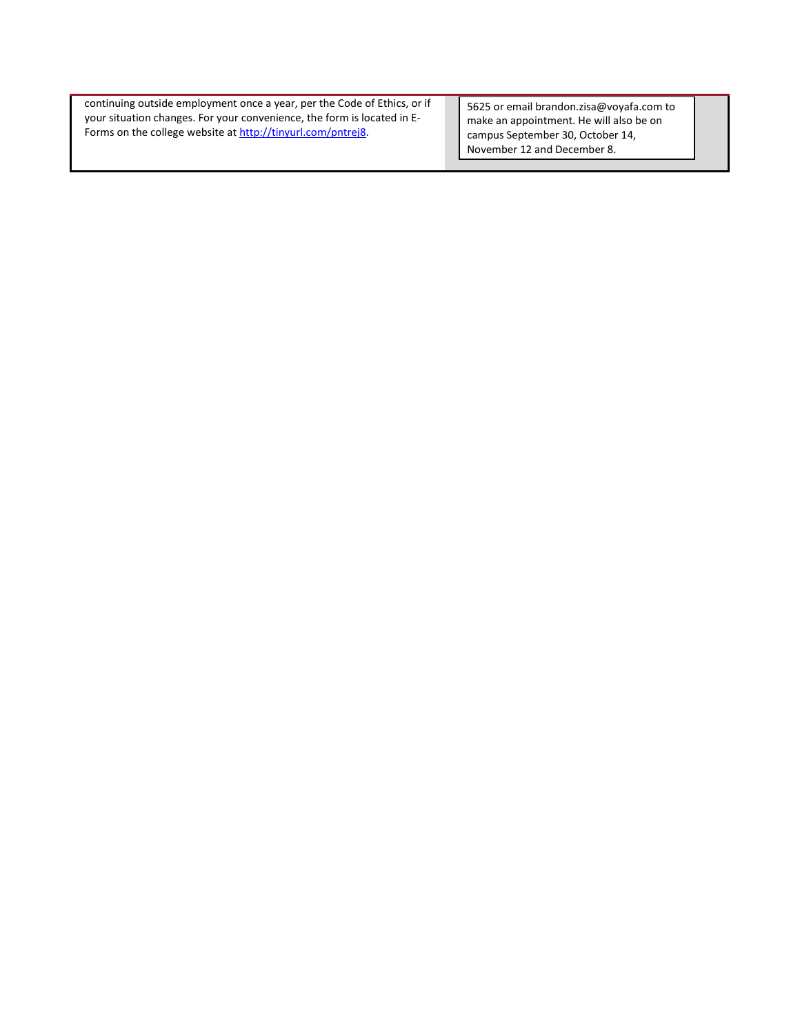continuing outside employment once a year, per the Code of Ethics, or if your situation changes. For your convenience, the form is located in E-Forms on the college website at http://tinyurl.com/pntrej8.

5625 or email brandon.zisa@voyafa.com to make an appointment. He will also be on campus September 30, October 14, November 12 and December 8.